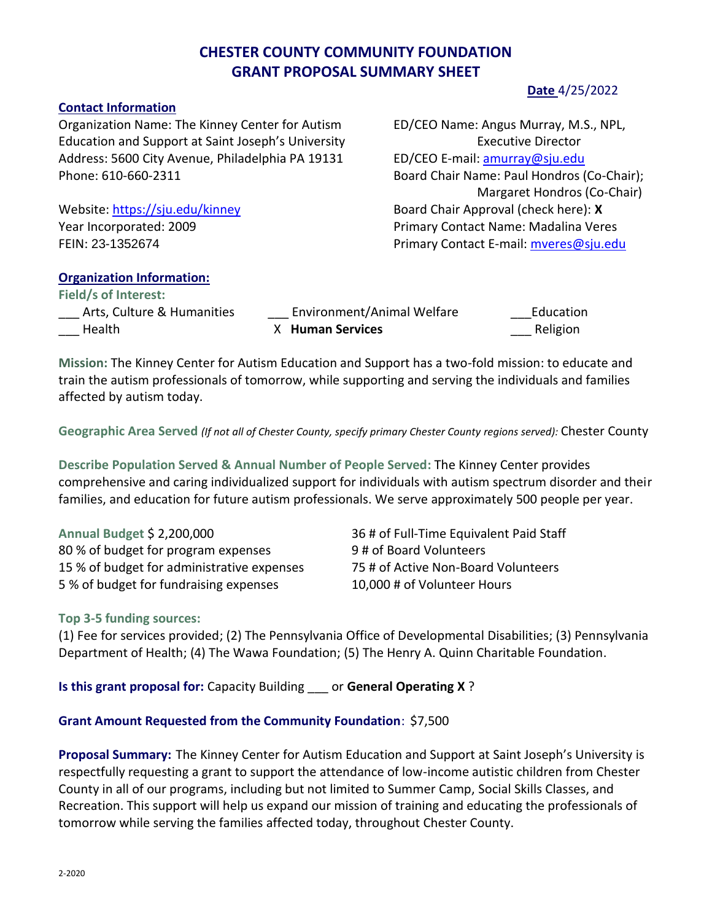# CHESTER COUNTY COMMUNITY FOUNDATION
# GRANT PROPOSAL SUMMARY SHEET

**Date** 4/25/2022

### Contact Information

Organization Name: The Kinney Center for Autism Education and Support at Saint Joseph's University
Address: 5600 City Avenue, Philadelphia PA 19131
Phone: 610-660-2311

Website: https://sju.edu/kinney
Year Incorporated: 2009
FEIN: 23-1352674

ED/CEO Name: Angus Murray, M.S., NPL, Executive Director
ED/CEO E-mail: amurray@sju.edu
Board Chair Name: Paul Hondros (Co-Chair); Margaret Hondros (Co-Chair)
Board Chair Approval (check here): **X**
Primary Contact Name: Madalina Veres
Primary Contact E-mail: mveres@sju.edu

### Organization Information:

**Field/s of Interest:**

___ Arts, Culture & Humanities ___ Environment/Animal Welfare ___Education
___ Health X **Human Services** ___ Religion

**Mission:** The Kinney Center for Autism Education and Support has a two-fold mission: to educate and train the autism professionals of tomorrow, while supporting and serving the individuals and families affected by autism today.

**Geographic Area Served** *(If not all of Chester County, specify primary Chester County regions served):* Chester County

**Describe Population Served & Annual Number of People Served:** The Kinney Center provides comprehensive and caring individualized support for individuals with autism spectrum disorder and their families, and education for future autism professionals. We serve approximately 500 people per year.

**Annual Budget** $ 2,200,000
80 % of budget for program expenses
15 % of budget for administrative expenses
5 % of budget for fundraising expenses

36 # of Full-Time Equivalent Paid Staff
9 # of Board Volunteers
75 # of Active Non-Board Volunteers
10,000 # of Volunteer Hours

**Top 3-5 funding sources:**

(1) Fee for services provided; (2) The Pennsylvania Office of Developmental Disabilities; (3) Pennsylvania Department of Health; (4) The Wawa Foundation; (5) The Henry A. Quinn Charitable Foundation.

**Is this grant proposal for:** Capacity Building ___ or **General Operating X** ?

**Grant Amount Requested from the Community Foundation**: $7,500

**Proposal Summary:** The Kinney Center for Autism Education and Support at Saint Joseph's University is respectfully requesting a grant to support the attendance of low-income autistic children from Chester County in all of our programs, including but not limited to Summer Camp, Social Skills Classes, and Recreation. This support will help us expand our mission of training and educating the professionals of tomorrow while serving the families affected today, throughout Chester County.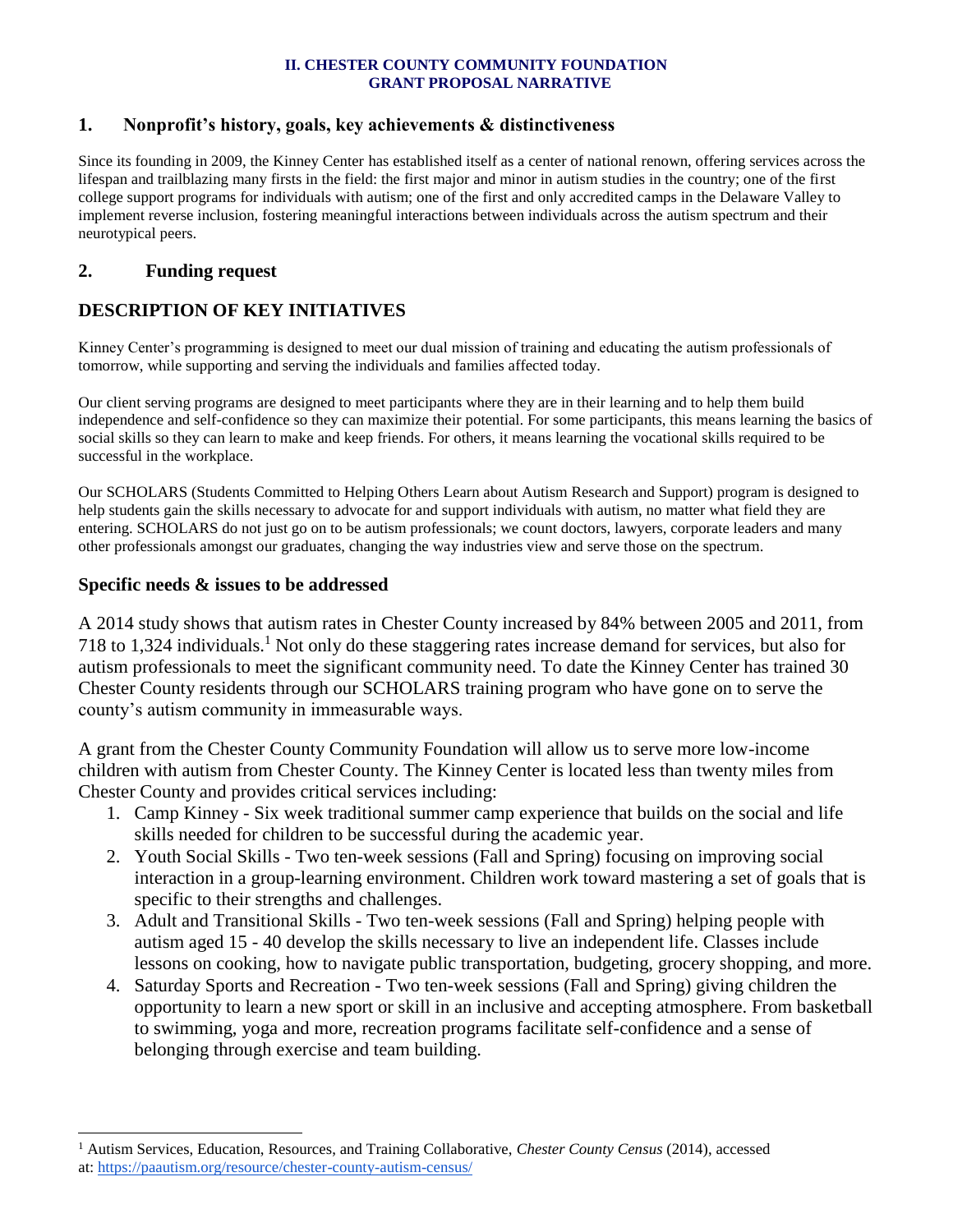**II. CHESTER COUNTY COMMUNITY FOUNDATION**
**GRANT PROPOSAL NARRATIVE**

## 1. Nonprofit's history, goals, key achievements & distinctiveness

Since its founding in 2009, the Kinney Center has established itself as a center of national renown, offering services across the lifespan and trailblazing many firsts in the field: the first major and minor in autism studies in the country; one of the first college support programs for individuals with autism; one of the first and only accredited camps in the Delaware Valley to implement reverse inclusion, fostering meaningful interactions between individuals across the autism spectrum and their neurotypical peers.

## 2. Funding request

## DESCRIPTION OF KEY INITIATIVES

Kinney Center's programming is designed to meet our dual mission of training and educating the autism professionals of tomorrow, while supporting and serving the individuals and families affected today.

Our client serving programs are designed to meet participants where they are in their learning and to help them build independence and self-confidence so they can maximize their potential. For some participants, this means learning the basics of social skills so they can learn to make and keep friends. For others, it means learning the vocational skills required to be successful in the workplace.

Our SCHOLARS (Students Committed to Helping Others Learn about Autism Research and Support) program is designed to help students gain the skills necessary to advocate for and support individuals with autism, no matter what field they are entering. SCHOLARS do not just go on to be autism professionals; we count doctors, lawyers, corporate leaders and many other professionals amongst our graduates, changing the way industries view and serve those on the spectrum.

### Specific needs & issues to be addressed

A 2014 study shows that autism rates in Chester County increased by 84% between 2005 and 2011, from 718 to 1,324 individuals.[1] Not only do these staggering rates increase demand for services, but also for autism professionals to meet the significant community need. To date the Kinney Center has trained 30 Chester County residents through our SCHOLARS training program who have gone on to serve the county's autism community in immeasurable ways.

A grant from the Chester County Community Foundation will allow us to serve more low-income children with autism from Chester County. The Kinney Center is located less than twenty miles from Chester County and provides critical services including:

1. Camp Kinney - Six week traditional summer camp experience that builds on the social and life skills needed for children to be successful during the academic year.
2. Youth Social Skills - Two ten-week sessions (Fall and Spring) focusing on improving social interaction in a group-learning environment. Children work toward mastering a set of goals that is specific to their strengths and challenges.
3. Adult and Transitional Skills - Two ten-week sessions (Fall and Spring) helping people with autism aged 15 - 40 develop the skills necessary to live an independent life. Classes include lessons on cooking, how to navigate public transportation, budgeting, grocery shopping, and more.
4. Saturday Sports and Recreation - Two ten-week sessions (Fall and Spring) giving children the opportunity to learn a new sport or skill in an inclusive and accepting atmosphere. From basketball to swimming, yoga and more, recreation programs facilitate self-confidence and a sense of belonging through exercise and team building.

---

[1] Autism Services, Education, Resources, and Training Collaborative, *Chester County Census* (2014), accessed at: https://paautism.org/resource/chester-county-autism-census/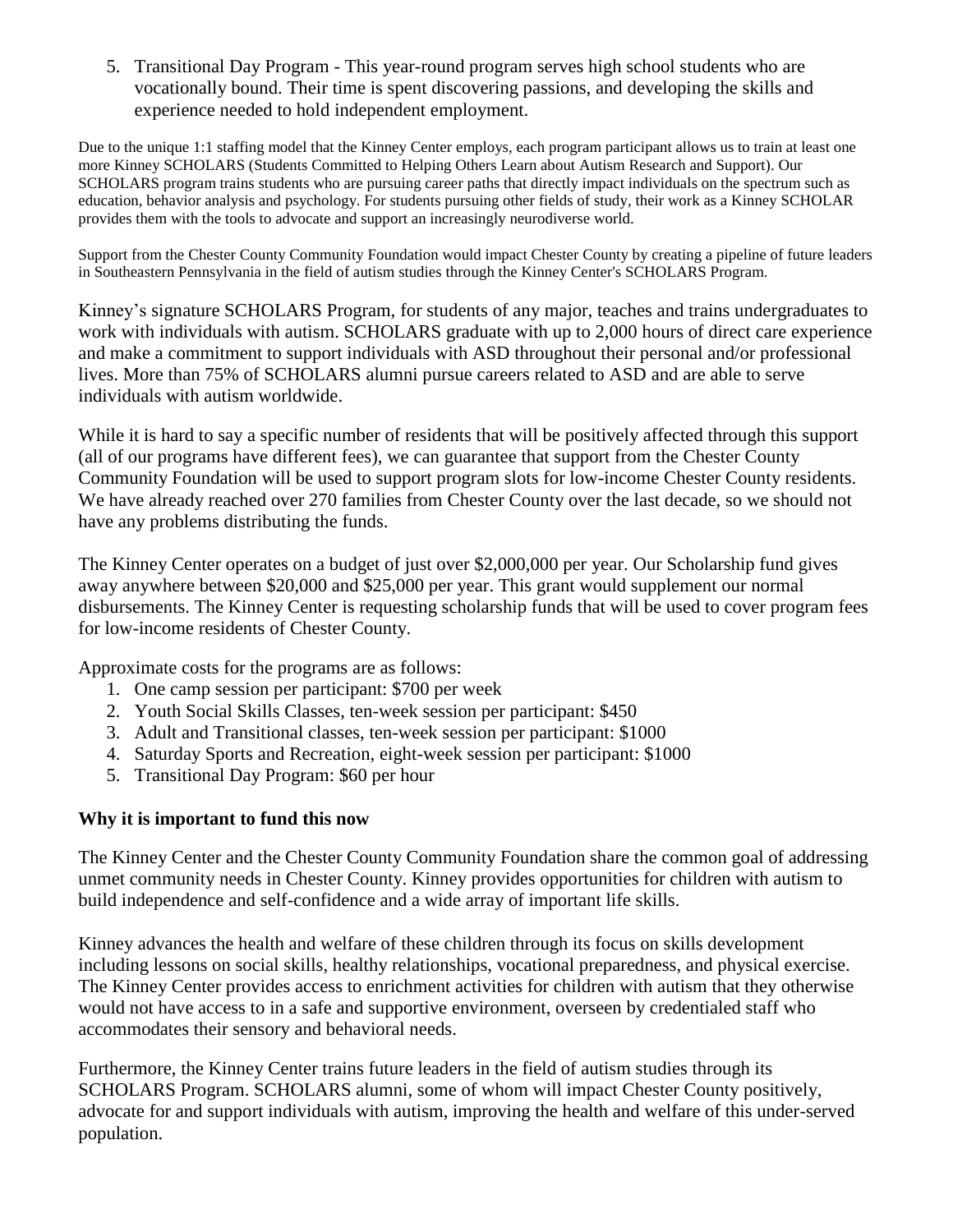5. Transitional Day Program - This year-round program serves high school students who are vocationally bound. Their time is spent discovering passions, and developing the skills and experience needed to hold independent employment.

Due to the unique 1:1 staffing model that the Kinney Center employs, each program participant allows us to train at least one more Kinney SCHOLARS (Students Committed to Helping Others Learn about Autism Research and Support). Our SCHOLARS program trains students who are pursuing career paths that directly impact individuals on the spectrum such as education, behavior analysis and psychology. For students pursuing other fields of study, their work as a Kinney SCHOLAR provides them with the tools to advocate and support an increasingly neurodiverse world.

Support from the Chester County Community Foundation would impact Chester County by creating a pipeline of future leaders in Southeastern Pennsylvania in the field of autism studies through the Kinney Center's SCHOLARS Program.

Kinney's signature SCHOLARS Program, for students of any major, teaches and trains undergraduates to work with individuals with autism. SCHOLARS graduate with up to 2,000 hours of direct care experience and make a commitment to support individuals with ASD throughout their personal and/or professional lives. More than 75% of SCHOLARS alumni pursue careers related to ASD and are able to serve individuals with autism worldwide.

While it is hard to say a specific number of residents that will be positively affected through this support (all of our programs have different fees), we can guarantee that support from the Chester County Community Foundation will be used to support program slots for low-income Chester County residents. We have already reached over 270 families from Chester County over the last decade, so we should not have any problems distributing the funds.

The Kinney Center operates on a budget of just over $2,000,000 per year. Our Scholarship fund gives away anywhere between $20,000 and $25,000 per year. This grant would supplement our normal disbursements. The Kinney Center is requesting scholarship funds that will be used to cover program fees for low-income residents of Chester County.

Approximate costs for the programs are as follows:

1. One camp session per participant: $700 per week
2. Youth Social Skills Classes, ten-week session per participant: $450
3. Adult and Transitional classes, ten-week session per participant: $1000
4. Saturday Sports and Recreation, eight-week session per participant: $1000
5. Transitional Day Program: $60 per hour

**Why it is important to fund this now**

The Kinney Center and the Chester County Community Foundation share the common goal of addressing unmet community needs in Chester County. Kinney provides opportunities for children with autism to build independence and self-confidence and a wide array of important life skills.

Kinney advances the health and welfare of these children through its focus on skills development including lessons on social skills, healthy relationships, vocational preparedness, and physical exercise. The Kinney Center provides access to enrichment activities for children with autism that they otherwise would not have access to in a safe and supportive environment, overseen by credentialed staff who accommodates their sensory and behavioral needs.

Furthermore, the Kinney Center trains future leaders in the field of autism studies through its SCHOLARS Program. SCHOLARS alumni, some of whom will impact Chester County positively, advocate for and support individuals with autism, improving the health and welfare of this under-served population.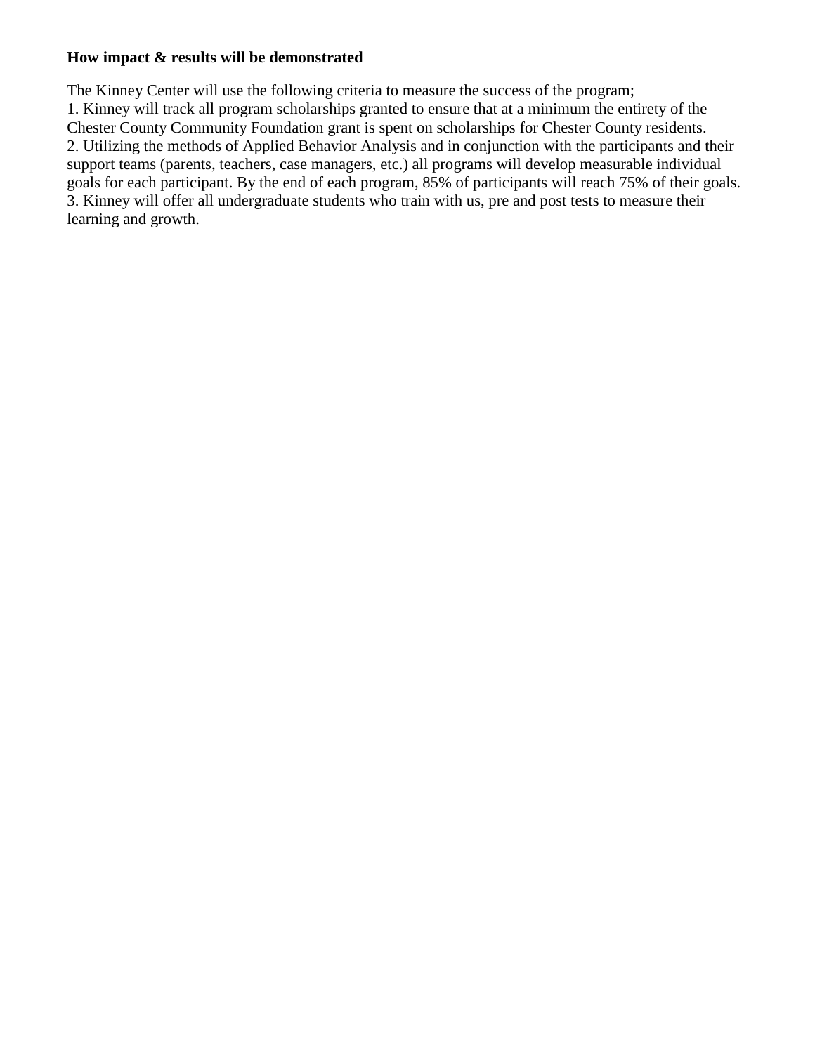**How impact & results will be demonstrated**

The Kinney Center will use the following criteria to measure the success of the program;

1. Kinney will track all program scholarships granted to ensure that at a minimum the entirety of the Chester County Community Foundation grant is spent on scholarships for Chester County residents.
2. Utilizing the methods of Applied Behavior Analysis and in conjunction with the participants and their support teams (parents, teachers, case managers, etc.) all programs will develop measurable individual goals for each participant. By the end of each program, 85% of participants will reach 75% of their goals.
3. Kinney will offer all undergraduate students who train with us, pre and post tests to measure their learning and growth.